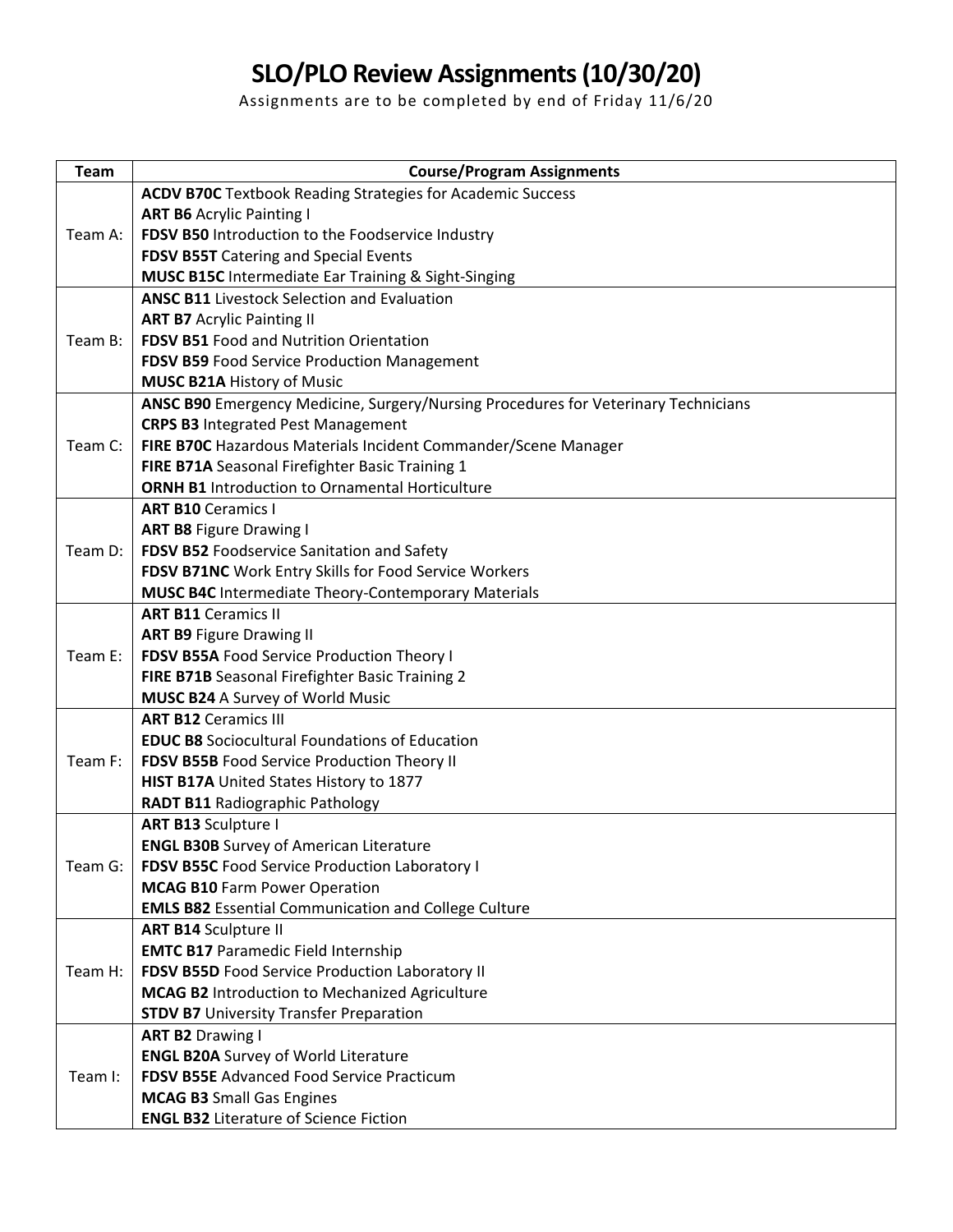# SLO/PLO Review Assignments (10/30/20)

Assignments are to be completed by end of Friday 11/6/20

| Team | Course/Program Assignments |
|---|---|
| Team A: | **ACDV B70C** Textbook Reading Strategies for Academic Success<br>**ART B6** Acrylic Painting I<br>**FDSV B50** Introduction to the Foodservice Industry<br>**FDSV B55T** Catering and Special Events<br>**MUSC B15C** Intermediate Ear Training & Sight-Singing |
| Team B: | **ANSC B11** Livestock Selection and Evaluation<br>**ART B7** Acrylic Painting II<br>**FDSV B51** Food and Nutrition Orientation<br>**FDSV B59** Food Service Production Management<br>**MUSC B21A** History of Music |
| Team C: | **ANSC B90** Emergency Medicine, Surgery/Nursing Procedures for Veterinary Technicians<br>**CRPS B3** Integrated Pest Management<br>**FIRE B70C** Hazardous Materials Incident Commander/Scene Manager<br>**FIRE B71A** Seasonal Firefighter Basic Training 1<br>**ORNH B1** Introduction to Ornamental Horticulture |
| Team D: | **ART B10** Ceramics I<br>**ART B8** Figure Drawing I<br>**FDSV B52** Foodservice Sanitation and Safety<br>**FDSV B71NC** Work Entry Skills for Food Service Workers<br>**MUSC B4C** Intermediate Theory-Contemporary Materials |
| Team E: | **ART B11** Ceramics II<br>**ART B9** Figure Drawing II<br>**FDSV B55A** Food Service Production Theory I<br>**FIRE B71B** Seasonal Firefighter Basic Training 2<br>**MUSC B24** A Survey of World Music |
| Team F: | **ART B12** Ceramics III<br>**EDUC B8** Sociocultural Foundations of Education<br>**FDSV B55B** Food Service Production Theory II<br>**HIST B17A** United States History to 1877<br>**RADT B11** Radiographic Pathology |
| Team G: | **ART B13** Sculpture I<br>**ENGL B30B** Survey of American Literature<br>**FDSV B55C** Food Service Production Laboratory I<br>**MCAG B10** Farm Power Operation<br>**EMLS B82** Essential Communication and College Culture |
| Team H: | **ART B14** Sculpture II<br>**EMTC B17** Paramedic Field Internship<br>**FDSV B55D** Food Service Production Laboratory II<br>**MCAG B2** Introduction to Mechanized Agriculture<br>**STDV B7** University Transfer Preparation |
| Team I: | **ART B2** Drawing I<br>**ENGL B20A** Survey of World Literature<br>**FDSV B55E** Advanced Food Service Practicum<br>**MCAG B3** Small Gas Engines<br>**ENGL B32** Literature of Science Fiction |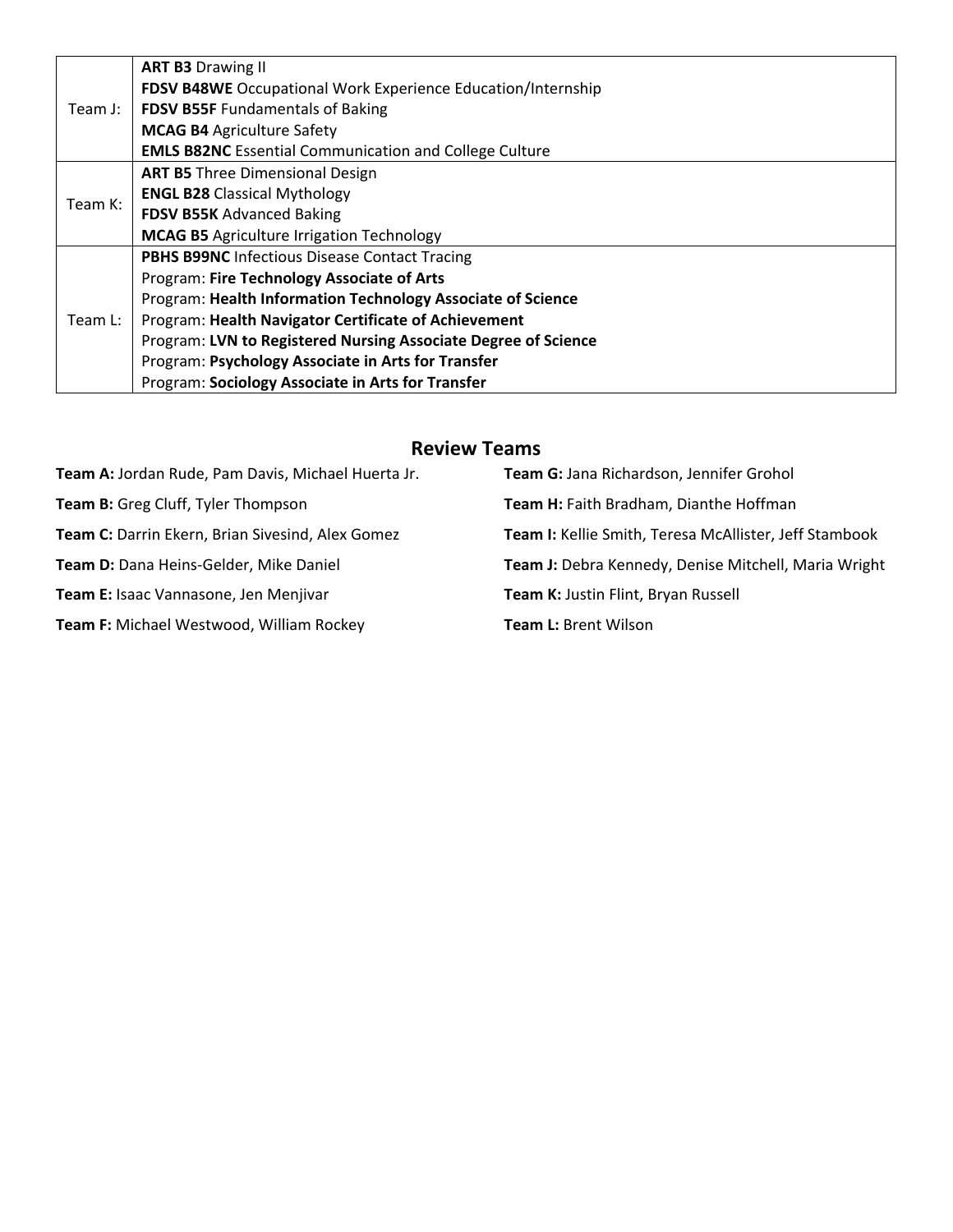| | |
|---|---|
| Team J: | **ART B3** Drawing II<br>**FDSV B48WE** Occupational Work Experience Education/Internship<br>**FDSV B55F** Fundamentals of Baking<br>**MCAG B4** Agriculture Safety<br>**EMLS B82NC** Essential Communication and College Culture |
| Team K: | **ART B5** Three Dimensional Design<br>**ENGL B28** Classical Mythology<br>**FDSV B55K** Advanced Baking<br>**MCAG B5** Agriculture Irrigation Technology |
| Team L: | **PBHS B99NC** Infectious Disease Contact Tracing<br>Program: **Fire Technology Associate of Arts**<br>Program: **Health Information Technology Associate of Science**<br>Program: **Health Navigator Certificate of Achievement**<br>Program: **LVN to Registered Nursing Associate Degree of Science**<br>Program: **Psychology Associate in Arts for Transfer**<br>Program: **Sociology Associate in Arts for Transfer** |

## Review Teams

**Team A:** Jordan Rude, Pam Davis, Michael Huerta Jr.

**Team B:** Greg Cluff, Tyler Thompson

**Team C:** Darrin Ekern, Brian Sivesind, Alex Gomez

**Team D:** Dana Heins-Gelder, Mike Daniel

**Team E:** Isaac Vannasone, Jen Menjivar

**Team F:** Michael Westwood, William Rockey

**Team G:** Jana Richardson, Jennifer Grohol

**Team H:** Faith Bradham, Dianthe Hoffman

**Team I:** Kellie Smith, Teresa McAllister, Jeff Stambook

**Team J:** Debra Kennedy, Denise Mitchell, Maria Wright

**Team K:** Justin Flint, Bryan Russell

**Team L:** Brent Wilson